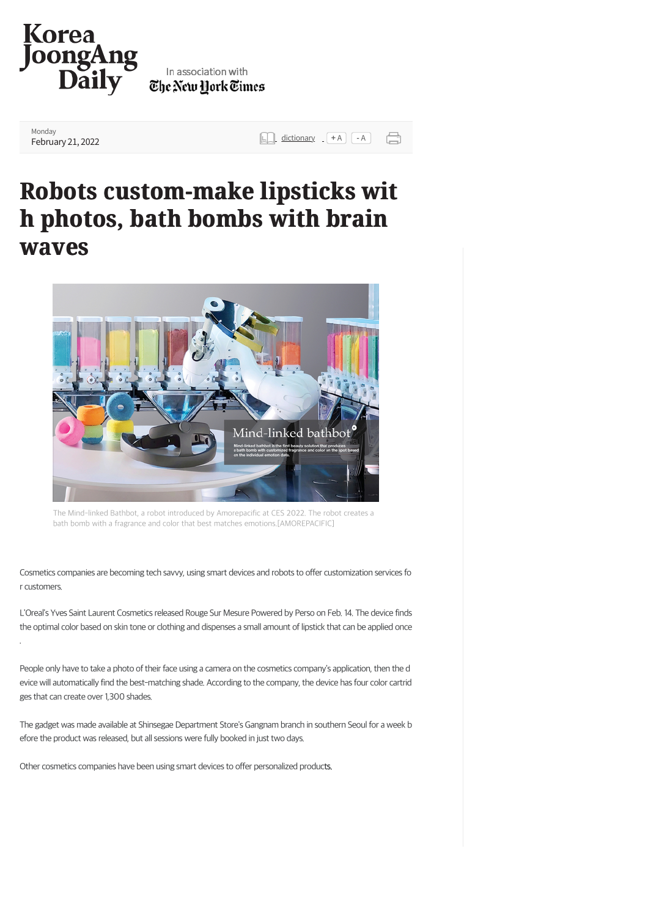# Robots custom-make lipsticks with photos, bath bombs with brain waves

The Mind-linked Bathbot, a robot introduced by Amorepacific at CES 2022. The robot creates a bath bomb with a fragrance and color that best matches emotions.[AMOREPACIFIC]

Cosmetics companies are becoming tech savvy, using smart devices and robots to offer customization services for customers.

L'Oreal's Yves Saint Laurent Cosmetics released Rouge Sur Mesure Powered by Perso on Feb. 14. The device finds the optimal color based on skin tone or clothing and dispenses a small amount of lipstick that can be applied once.

People only have to take a photo of their face using a camera on the cosmetics company's application, then the device will automatically find the best-matching shade. According to the company, the device has four color cartridges that can create over 1,300 shades.

The gadget was made available at Shinsegae Department Store's Gangnam branch in southern Seoul for a week before the product was released, but all sessions were fully booked in just two days.

Other cosmetics companies have been using smart devices to offer personalized products.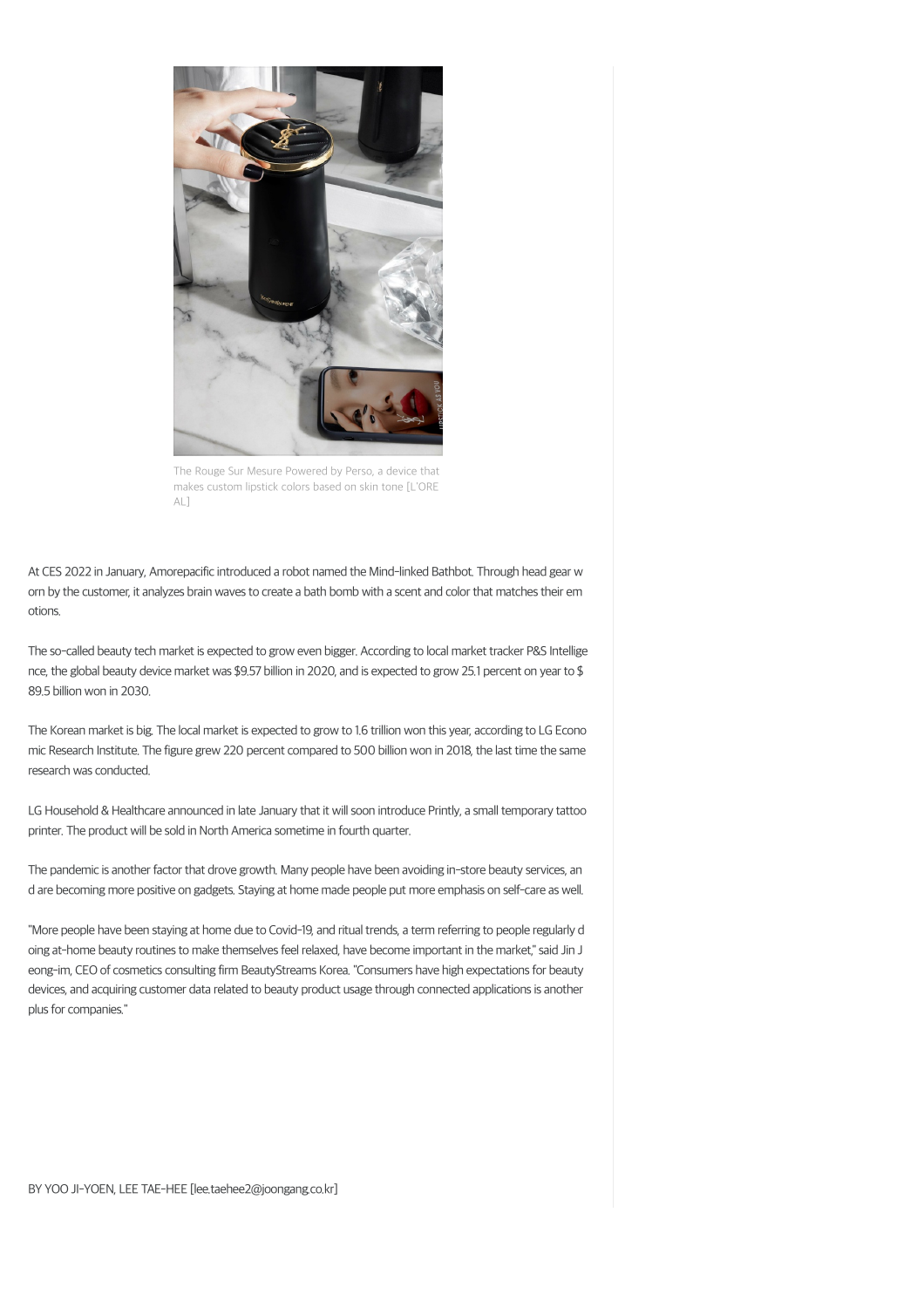The Rouge Sur Mesure Powered by Perso, a device that makes custom lipstick colors based on skin tone [L'OREAL]

At CES 2022 in January, Amorepacific introduced a robot named the Mind-linked Bathbot. Through head gear worn by the customer, it analyzes brain waves to create a bath bomb with a scent and color that matches their emotions.

The so-called beauty tech market is expected to grow even bigger. According to local market tracker P&S Intelligence, the global beauty device market was $9.57 billion in 2020, and is expected to grow 25.1 percent on year to $89.5 billion won in 2030.

The Korean market is big. The local market is expected to grow to 1.6 trillion won this year, according to LG Economic Research Institute. The figure grew 220 percent compared to 500 billion won in 2018, the last time the same research was conducted.

LG Household & Healthcare announced in late January that it will soon introduce Printly, a small temporary tattoo printer. The product will be sold in North America sometime in fourth quarter.

The pandemic is another factor that drove growth. Many people have been avoiding in-store beauty services, and are becoming more positive on gadgets. Staying at home made people put more emphasis on self-care as well.

"More people have been staying at home due to Covid-19, and ritual trends, a term referring to people regularly doing at-home beauty routines to make themselves feel relaxed, have become important in the market," said Jin Jeong-im, CEO of cosmetics consulting firm BeautyStreams Korea. "Consumers have high expectations for beauty devices, and acquiring customer data related to beauty product usage through connected applications is another plus for companies."

BY YOO JI-YOEN, LEE TAE-HEE [lee.taehee2@joongang.co.kr]